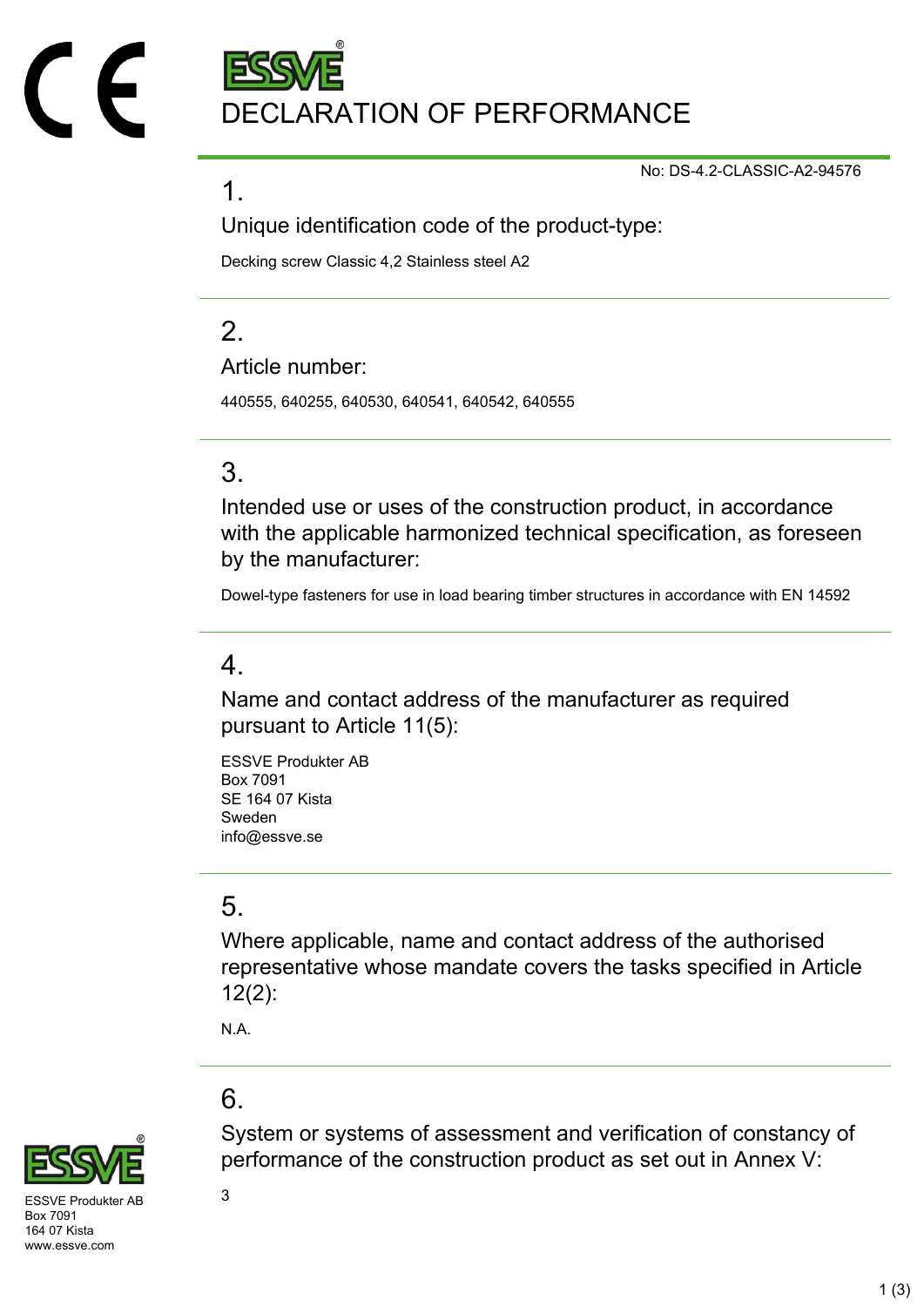# DECLARATION OF PERFORMANCE

No: DS-4.2-CLASSIC-A2-94576

## 1.

### Unique identification code of the product-type:

Decking screw Classic 4,2 Stainless steel A2

## 2.

### Article number:

440555, 640255, 640530, 640541, 640542, 640555

## 3.

### Intended use or uses of the construction product, in accordance with the applicable harmonized technical specification, as foreseen by the manufacturer:

Dowel-type fasteners for use in load bearing timber structures in accordance with EN 14592

## 4.

### Name and contact address of the manufacturer as required pursuant to Article 11(5):

ESSVE Produkter AB
Box 7091
SE 164 07 Kista
Sweden
info@essve.se

## 5.

### Where applicable, name and contact address of the authorised representative whose mandate covers the tasks specified in Article 12(2):

N.A.

## 6.

### System or systems of assessment and verification of constancy of performance of the construction product as set out in Annex V:

3

ESSVE Produkter AB
Box 7091
164 07 Kista
www.essve.com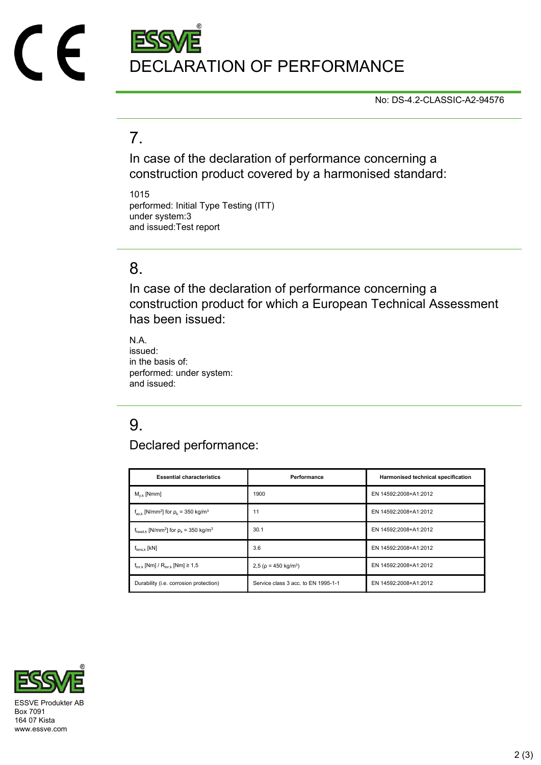# DECLARATION OF PERFORMANCE

No: DS-4.2-CLASSIC-A2-94576

## 7.

### In case of the declaration of performance concerning a construction product covered by a harmonised standard:

1015
performed: Initial Type Testing (ITT)
under system:3
and issued:Test report

## 8.

### In case of the declaration of performance concerning a construction product for which a European Technical Assessment has been issued:

N.A.
issued:
in the basis of:
performed: under system:
and issued:

## 9.

### Declared performance:

| Essential characteristics | Performance | Harmonised technical specification |
|---|---|---|
| $M_{y,k}$ [Nmm] | 1900 | EN 14592:2008+A1:2012 |
| $f_{ax,k}$ [N/mm$^2$] for $\rho_k$ = 350 kg/m$^3$ | 11 | EN 14592:2008+A1:2012 |
| $f_{head,k}$ [N/mm$^2$] for $\rho_k$ = 350 kg/m$^3$ | 30.1 | EN 14592:2008+A1:2012 |
| $f_{tens,k}$ [kN] | 3.6 | EN 14592:2008+A1:2012 |
| $f_{tor,k}$ [Nm] / $R_{tor,k}$ [Nm] ≥ 1,5 | 2,5 ($\rho$ = 450 kg/m$^3$) | EN 14592:2008+A1:2012 |
| Durability (i.e. corrosion protection) | Service class 3 acc. to EN 1995-1-1 | EN 14592:2008+A1:2012 |

ESSVE Produkter AB
Box 7091
164 07 Kista
www.essve.com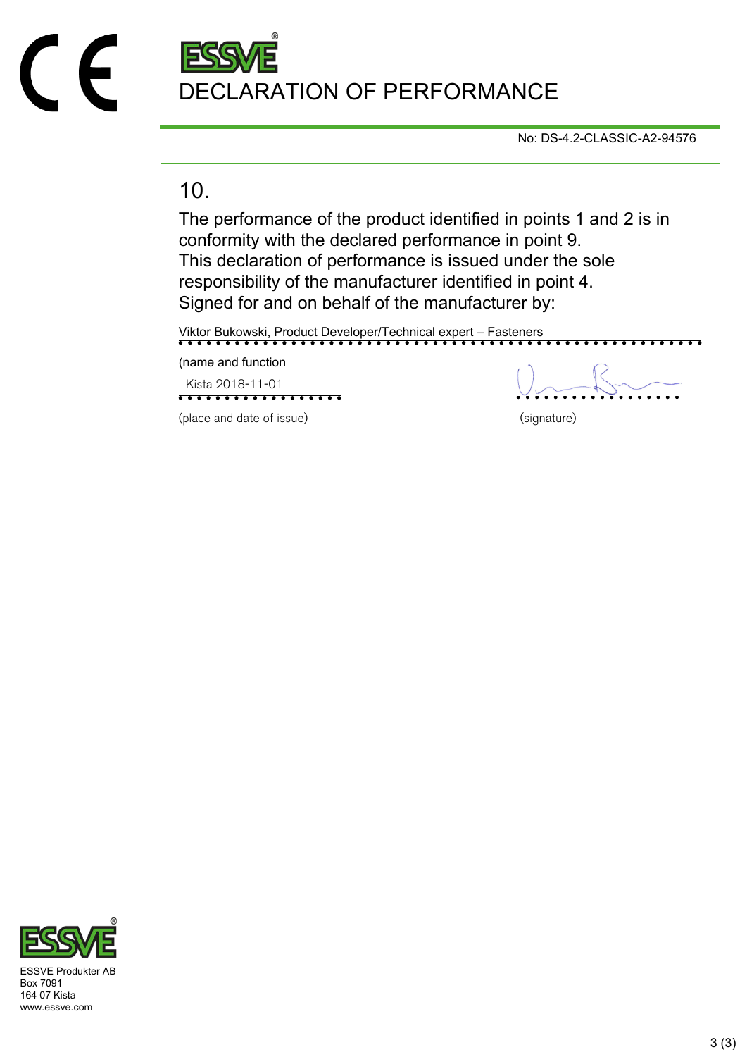# DECLARATION OF PERFORMANCE

No: DS-4.2-CLASSIC-A2-94576

## 10.

The performance of the product identified in points 1 and 2 is in conformity with the declared performance in point 9.
This declaration of performance is issued under the sole responsibility of the manufacturer identified in point 4.
Signed for and on behalf of the manufacturer by:

Viktor Bukowski, Product Developer/Technical expert – Fasteners

(name and function

Kista 2018-11-01

(place and date of issue)

(signature)

ESSVE Produkter AB
Box 7091
164 07 Kista
www.essve.com